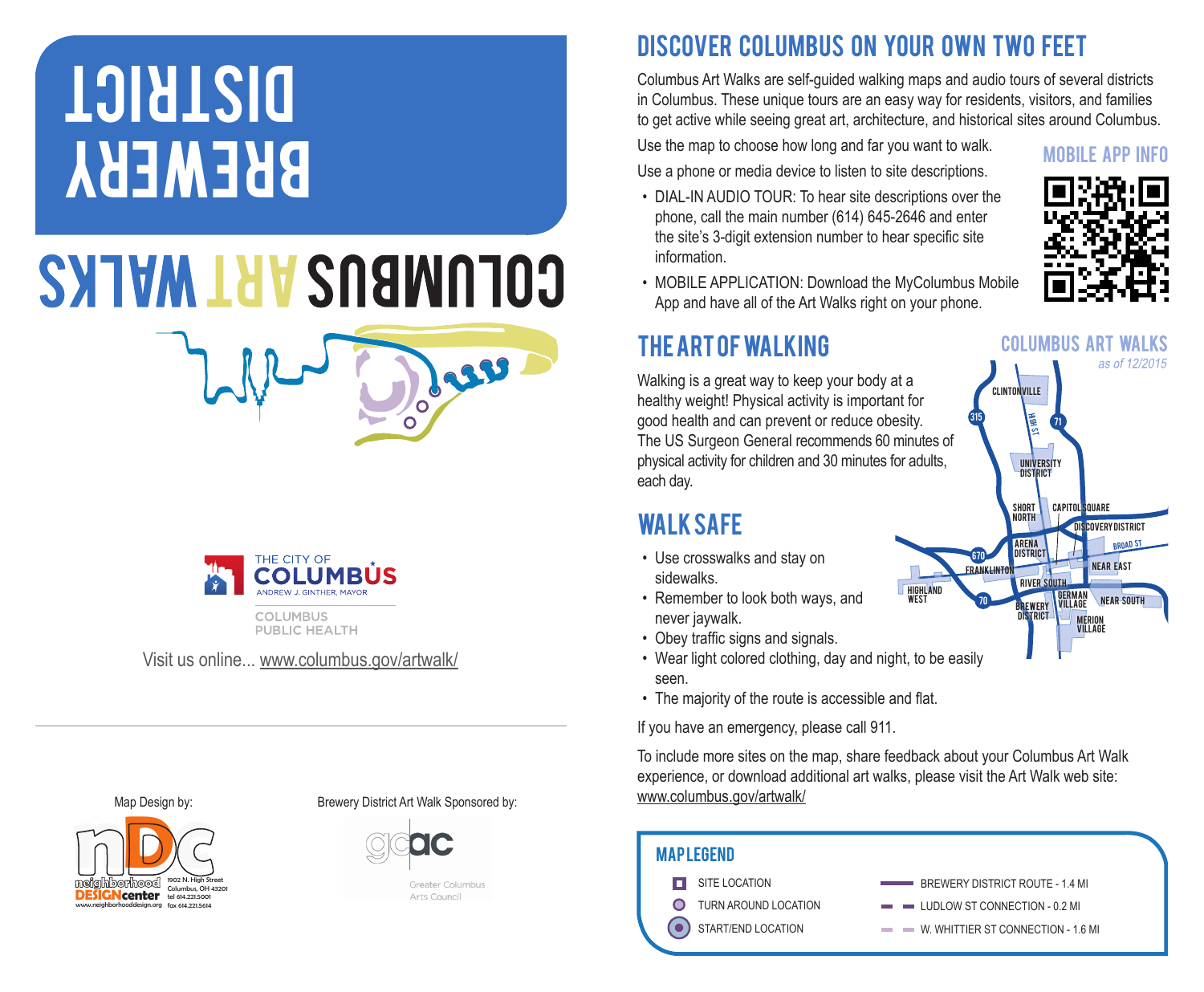# BREWERY DISTRICT

## COLUMBUS ART WALKS

THE CITY OF COLUMBUS
ANDREW J. GINTHER, MAYOR

COLUMBUS PUBLIC HEALTH

Visit us online... www.columbus.gov/artwalk/

Map Design by:

neighborhood DESIGNcenter
1902 N. High Street
Columbus, OH 43201
tel 614.221.5001
fax 614.221.5614
www.neighborhooddesign.org

Brewery District Art Walk Sponsored by:

gcac
Greater Columbus Arts Council

## DISCOVER COLUMBUS ON YOUR OWN TWO FEET

Columbus Art Walks are self-guided walking maps and audio tours of several districts in Columbus. These unique tours are an easy way for residents, visitors, and families to get active while seeing great art, architecture, and historical sites around Columbus.

Use the map to choose how long and far you want to walk.

Use a phone or media device to listen to site descriptions.

- DIAL-IN AUDIO TOUR: To hear site descriptions over the phone, call the main number (614) 645-2646 and enter the site's 3-digit extension number to hear specific site information.
- MOBILE APPLICATION: Download the MyColumbus Mobile App and have all of the Art Walks right on your phone.

### MOBILE APP INFO

## THE ART OF WALKING

Walking is a great way to keep your body at a healthy weight! Physical activity is important for good health and can prevent or reduce obesity. The US Surgeon General recommends 60 minutes of physical activity for children and 30 minutes for adults, each day.

### COLUMBUS ART WALKS

*as of 12/2015*

CLINTONVILLE, HIGH ST, 315, 71, UNIVERSITY DISTRICT, SHORT NORTH, CAPITOL SQUARE, DISCOVERY DISTRICT, ARENA DISTRICT, BROAD ST, 670, FRANKLINTON, NEAR EAST, HIGHLAND WEST, RIVER SOUTH, 70, BREWERY DISTRICT, GERMAN VILLAGE, NEAR SOUTH, MERION VILLAGE

## WALK SAFE

- Use crosswalks and stay on sidewalks.
- Remember to look both ways, and never jaywalk.
- Obey traffic signs and signals.
- Wear light colored clothing, day and night, to be easily seen.
- The majority of the route is accessible and flat.

If you have an emergency, please call 911.

To include more sites on the map, share feedback about your Columbus Art Walk experience, or download additional art walks, please visit the Art Walk web site: www.columbus.gov/artwalk/

### MAP LEGEND

- SITE LOCATION
- TURN AROUND LOCATION
- START/END LOCATION
- BREWERY DISTRICT ROUTE - 1.4 MI
- LUDLOW ST CONNECTION - 0.2 MI
- W. WHITTIER ST CONNECTION - 1.6 MI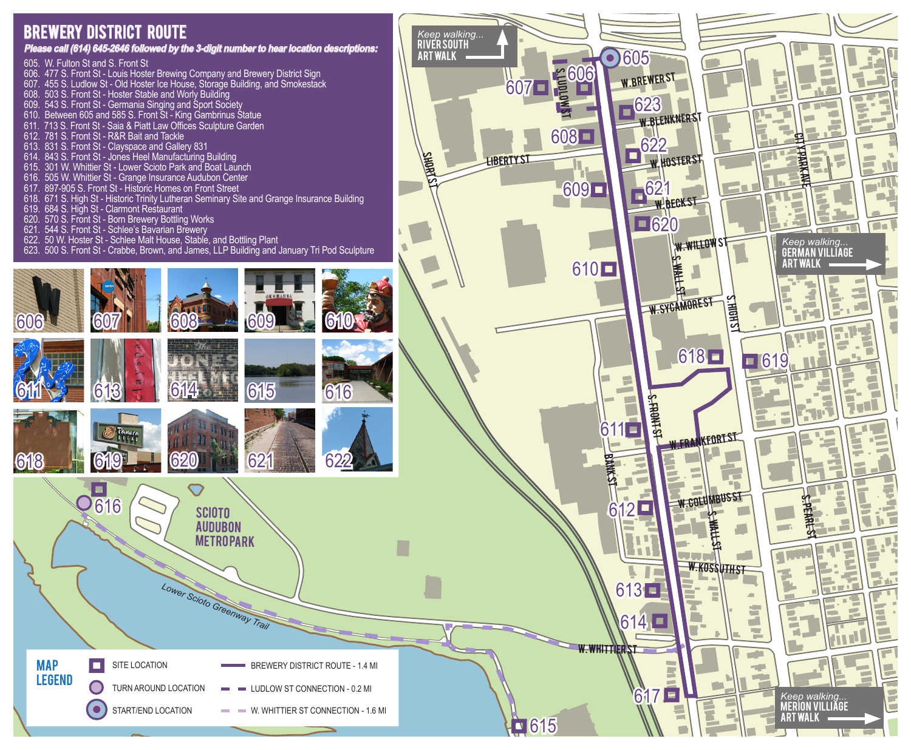# BREWERY DISTRICT ROUTE

***Please call (614) 645-2646 followed by the 3-digit number to hear location descriptions:***

605. W. Fulton St and S. Front St
606. 477 S. Front St - Louis Hoster Brewing Company and Brewery District Sign
607. 455 S. Ludlow St - Old Hoster Ice House, Storage Building, and Smokestack
608. 503 S. Front St - Hoster Stable and Worly Building
609. 543 S. Front St - Germania Singing and Sport Society
610. Between 605 and 585 S. Front St - King Gambrinus Statue
611. 713 S. Front St - Saia & Piatt Law Offices Sculpture Garden
612. 781 S. Front St - R&R Bait and Tackle
613. 831 S. Front St - Clayspace and Gallery 831
614. 843 S. Front St - Jones Heel Manufacturing Building
615. 301 W. Whittier St - Lower Scioto Park and Boat Launch
616. 505 W. Whittier St - Grange Insurance Audubon Center
617. 897-905 S. Front St - Historic Homes on Front Street
618. 671 S. High St - Historic Trinity Lutheran Seminary Site and Grange Insurance Building
619. 684 S. High St - Clarmont Restaurant
620. 570 S. Front St - Born Brewery Bottling Works
621. 544 S. Front St - Schlee's Bavarian Brewery
622. 50 W. Hoster St - Schlee Malt House, Stable, and Bottling Plant
623. 500 S. Front St - Crabbe, Brown, and James, LLP Building and January Tri Pod Sculpture

606 607 608 609 610
611 613 614 615 616
618 619 620 621 622

Keep walking... RIVER SOUTH ART WALK

Keep walking... GERMAN VILLIAGE ART WALK

Keep walking... MERION VILLIAGE ART WALK

SCIOTO AUDUBON METROPARK

Lower Scioto Greenway Trail

W. BREWER ST
W. BLENKNER ST
W. HOSTER ST
W. BECK ST
W. WILLOW ST
W. SYCAMORE ST
W. FRANKFORT ST
W. COLUMBUS ST
W. KOSSUTH ST
W. WHITTIER ST
LIBERTY ST
SHORT ST
S. LUDLOW ST
S. FRONT ST
S. WALL ST
S. HIGH ST
BANK ST
CITY PARK AVE
S. PEARL ST

## MAP LEGEND

- SITE LOCATION
- TURN AROUND LOCATION
- START/END LOCATION
- BREWERY DISTRICT ROUTE - 1.4 MI
- LUDLOW ST CONNECTION - 0.2 MI
- W. WHITTIER ST CONNECTION - 1.6 MI